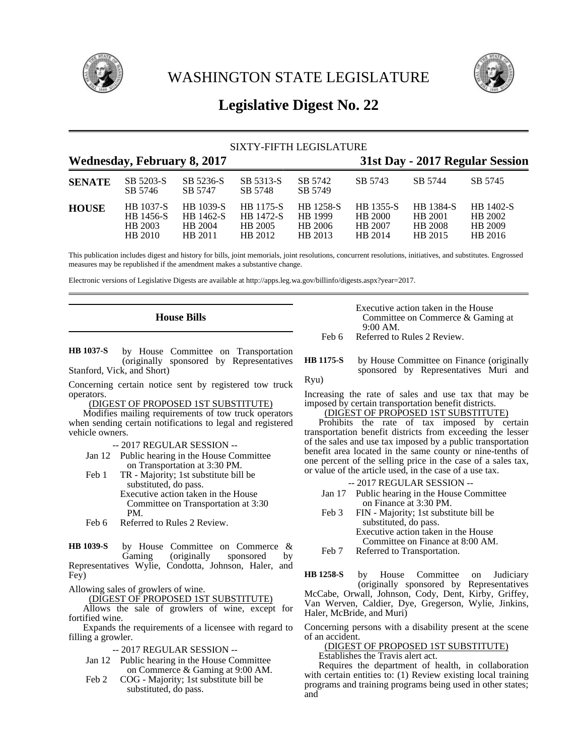# WASHINGTON STATE LEGISLATURE

# Legislative Digest No. 22

SIXTY-FIFTH LEGISLATURE

**Wednesday, February 8, 2017** **31st Day - 2017 Regular Session**

| | | | | | | | |
|---|---|---|---|---|---|---|---|
| **SENATE** | SB 5203-S | SB 5236-S | SB 5313-S | SB 5742 | SB 5743 | SB 5744 | SB 5745 |
| | SB 5746 | SB 5747 | SB 5748 | SB 5749 | | | |
| **HOUSE** | HB 1037-S | HB 1039-S | HB 1175-S | HB 1258-S | HB 1355-S | HB 1384-S | HB 1402-S |
| | HB 1456-S | HB 1462-S | HB 1472-S | HB 1999 | HB 2000 | HB 2001 | HB 2002 |
| | HB 2003 | HB 2004 | HB 2005 | HB 2006 | HB 2007 | HB 2008 | HB 2009 |
| | HB 2010 | HB 2011 | HB 2012 | HB 2013 | HB 2014 | HB 2015 | HB 2016 |

This publication includes digest and history for bills, joint memorials, joint resolutions, concurrent resolutions, initiatives, and substitutes. Engrossed measures may be republished if the amendment makes a substantive change.

Electronic versions of Legislative Digests are available at http://apps.leg.wa.gov/billinfo/digests.aspx?year=2017.

## House Bills

**HB 1037-S** by House Committee on Transportation (originally sponsored by Representatives Stanford, Vick, and Short)

Concerning certain notice sent by registered tow truck operators.

(DIGEST OF PROPOSED 1ST SUBSTITUTE)

Modifies mailing requirements of tow truck operators when sending certain notifications to legal and registered vehicle owners.

-- 2017 REGULAR SESSION --

Jan 12 Public hearing in the House Committee on Transportation at 3:30 PM.

Feb 1 TR - Majority; 1st substitute bill be substituted, do pass.
Executive action taken in the House Committee on Transportation at 3:30 PM.

Feb 6 Referred to Rules 2 Review.

**HB 1039-S** by House Committee on Commerce & Gaming (originally sponsored by Representatives Wylie, Condotta, Johnson, Haler, and Fey)

Allowing sales of growlers of wine.

(DIGEST OF PROPOSED 1ST SUBSTITUTE)

Allows the sale of growlers of wine, except for fortified wine.

Expands the requirements of a licensee with regard to filling a growler.

-- 2017 REGULAR SESSION --

Jan 12 Public hearing in the House Committee on Commerce & Gaming at 9:00 AM.

Feb 2 COG - Majority; 1st substitute bill be substituted, do pass.
Executive action taken in the House Committee on Commerce & Gaming at 9:00 AM.

Feb 6 Referred to Rules 2 Review.

**HB 1175-S** by House Committee on Finance (originally sponsored by Representatives Muri and Ryu)

Increasing the rate of sales and use tax that may be imposed by certain transportation benefit districts.

(DIGEST OF PROPOSED 1ST SUBSTITUTE)

Prohibits the rate of tax imposed by certain transportation benefit districts from exceeding the lesser of the sales and use tax imposed by a public transportation benefit area located in the same county or nine-tenths of one percent of the selling price in the case of a sales tax, or value of the article used, in the case of a use tax.

-- 2017 REGULAR SESSION --

Jan 17 Public hearing in the House Committee on Finance at 3:30 PM.

Feb 3 FIN - Majority; 1st substitute bill be substituted, do pass.
Executive action taken in the House Committee on Finance at 8:00 AM.

Feb 7 Referred to Transportation.

**HB 1258-S** by House Committee on Judiciary (originally sponsored by Representatives McCabe, Orwall, Johnson, Cody, Dent, Kirby, Griffey, Van Werven, Caldier, Dye, Gregerson, Wylie, Jinkins, Haler, McBride, and Muri)

Concerning persons with a disability present at the scene of an accident.

(DIGEST OF PROPOSED 1ST SUBSTITUTE)

Establishes the Travis alert act.

Requires the department of health, in collaboration with certain entities to: (1) Review existing local training programs and training programs being used in other states; and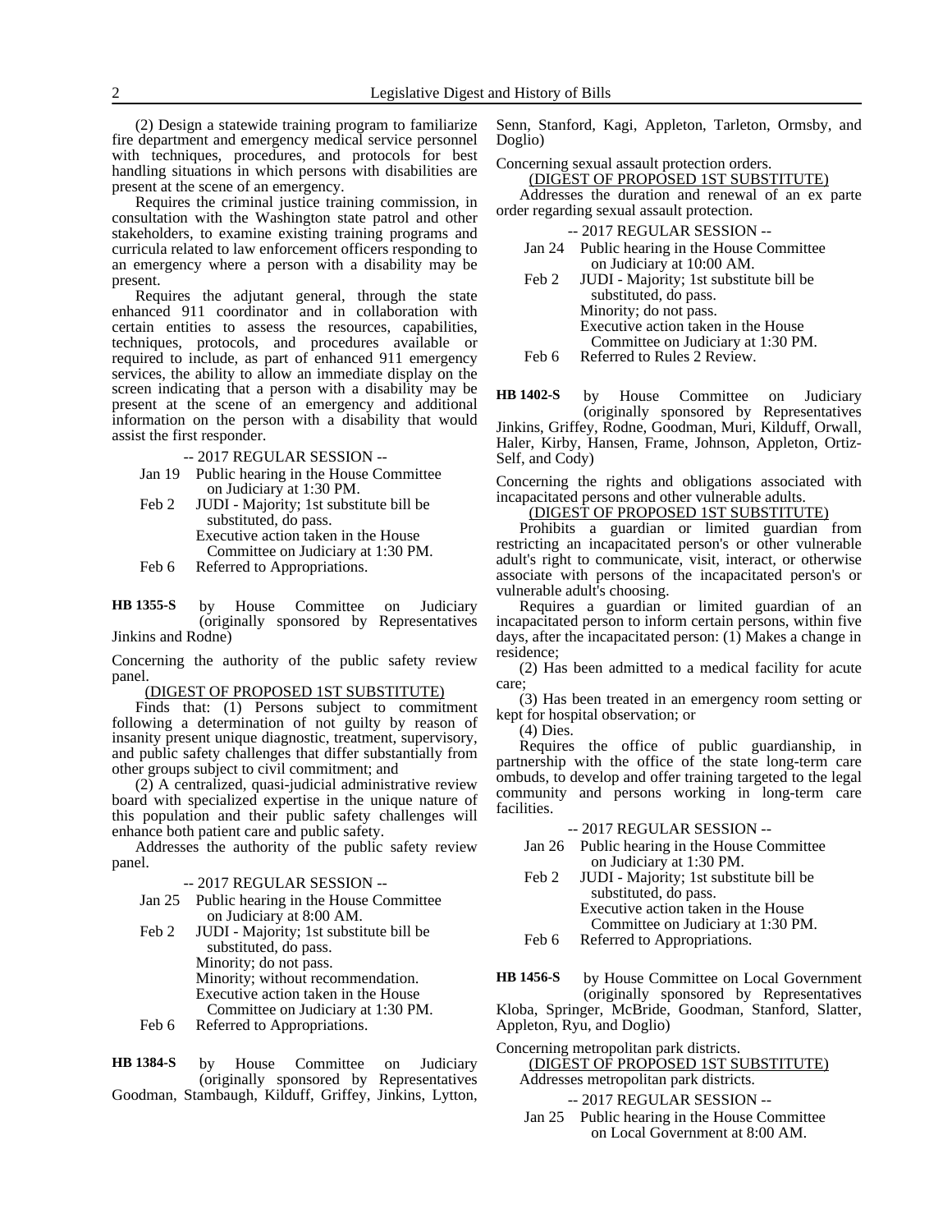(2) Design a statewide training program to familiarize fire department and emergency medical service personnel with techniques, procedures, and protocols for best handling situations in which persons with disabilities are present at the scene of an emergency.

Requires the criminal justice training commission, in consultation with the Washington state patrol and other stakeholders, to examine existing training programs and curricula related to law enforcement officers responding to an emergency where a person with a disability may be present.

Requires the adjutant general, through the state enhanced 911 coordinator and in collaboration with certain entities to assess the resources, capabilities, techniques, protocols, and procedures available or required to include, as part of enhanced 911 emergency services, the ability to allow an immediate display on the screen indicating that a person with a disability may be present at the scene of an emergency and additional information on the person with a disability that would assist the first responder.

-- 2017 REGULAR SESSION --

Jan 19 Public hearing in the House Committee on Judiciary at 1:30 PM.
Feb 2 JUDI - Majority; 1st substitute bill be substituted, do pass.
Executive action taken in the House Committee on Judiciary at 1:30 PM.
Feb 6 Referred to Appropriations.

**HB 1355-S** by House Committee on Judiciary (originally sponsored by Representatives Jinkins and Rodne)

Concerning the authority of the public safety review panel.

(DIGEST OF PROPOSED 1ST SUBSTITUTE)

Finds that: (1) Persons subject to commitment following a determination of not guilty by reason of insanity present unique diagnostic, treatment, supervisory, and public safety challenges that differ substantially from other groups subject to civil commitment; and

(2) A centralized, quasi-judicial administrative review board with specialized expertise in the unique nature of this population and their public safety challenges will enhance both patient care and public safety.

Addresses the authority of the public safety review panel.

-- 2017 REGULAR SESSION --

Jan 25 Public hearing in the House Committee on Judiciary at 8:00 AM.
Feb 2 JUDI - Majority; 1st substitute bill be substituted, do pass.
Minority; do not pass.
Minority; without recommendation.
Executive action taken in the House Committee on Judiciary at 1:30 PM.
Feb 6 Referred to Appropriations.

**HB 1384-S** by House Committee on Judiciary (originally sponsored by Representatives Goodman, Stambaugh, Kilduff, Griffey, Jinkins, Lytton, Senn, Stanford, Kagi, Appleton, Tarleton, Ormsby, and Doglio)

Concerning sexual assault protection orders.

(DIGEST OF PROPOSED 1ST SUBSTITUTE)

Addresses the duration and renewal of an ex parte order regarding sexual assault protection.

-- 2017 REGULAR SESSION --

Jan 24 Public hearing in the House Committee on Judiciary at 10:00 AM.
Feb 2 JUDI - Majority; 1st substitute bill be substituted, do pass.
Minority; do not pass.
Executive action taken in the House Committee on Judiciary at 1:30 PM.
Feb 6 Referred to Rules 2 Review.

**HB 1402-S** by House Committee on Judiciary (originally sponsored by Representatives Jinkins, Griffey, Rodne, Goodman, Muri, Kilduff, Orwall, Haler, Kirby, Hansen, Frame, Johnson, Appleton, Ortiz-Self, and Cody)

Concerning the rights and obligations associated with incapacitated persons and other vulnerable adults.

(DIGEST OF PROPOSED 1ST SUBSTITUTE)

Prohibits a guardian or limited guardian from restricting an incapacitated person's or other vulnerable adult's right to communicate, visit, interact, or otherwise associate with persons of the incapacitated person's or vulnerable adult's choosing.

Requires a guardian or limited guardian of an incapacitated person to inform certain persons, within five days, after the incapacitated person: (1) Makes a change in residence;

(2) Has been admitted to a medical facility for acute care;

(3) Has been treated in an emergency room setting or kept for hospital observation; or

(4) Dies.

Requires the office of public guardianship, in partnership with the office of the state long-term care ombuds, to develop and offer training targeted to the legal community and persons working in long-term care facilities.

-- 2017 REGULAR SESSION --

Jan 26 Public hearing in the House Committee on Judiciary at 1:30 PM.
Feb 2 JUDI - Majority; 1st substitute bill be substituted, do pass.
Executive action taken in the House Committee on Judiciary at 1:30 PM.
Feb 6 Referred to Appropriations.

**HB 1456-S** by House Committee on Local Government (originally sponsored by Representatives Kloba, Springer, McBride, Goodman, Stanford, Slatter, Appleton, Ryu, and Doglio)

Concerning metropolitan park districts.

(DIGEST OF PROPOSED 1ST SUBSTITUTE)

Addresses metropolitan park districts.

-- 2017 REGULAR SESSION --

Jan 25 Public hearing in the House Committee on Local Government at 8:00 AM.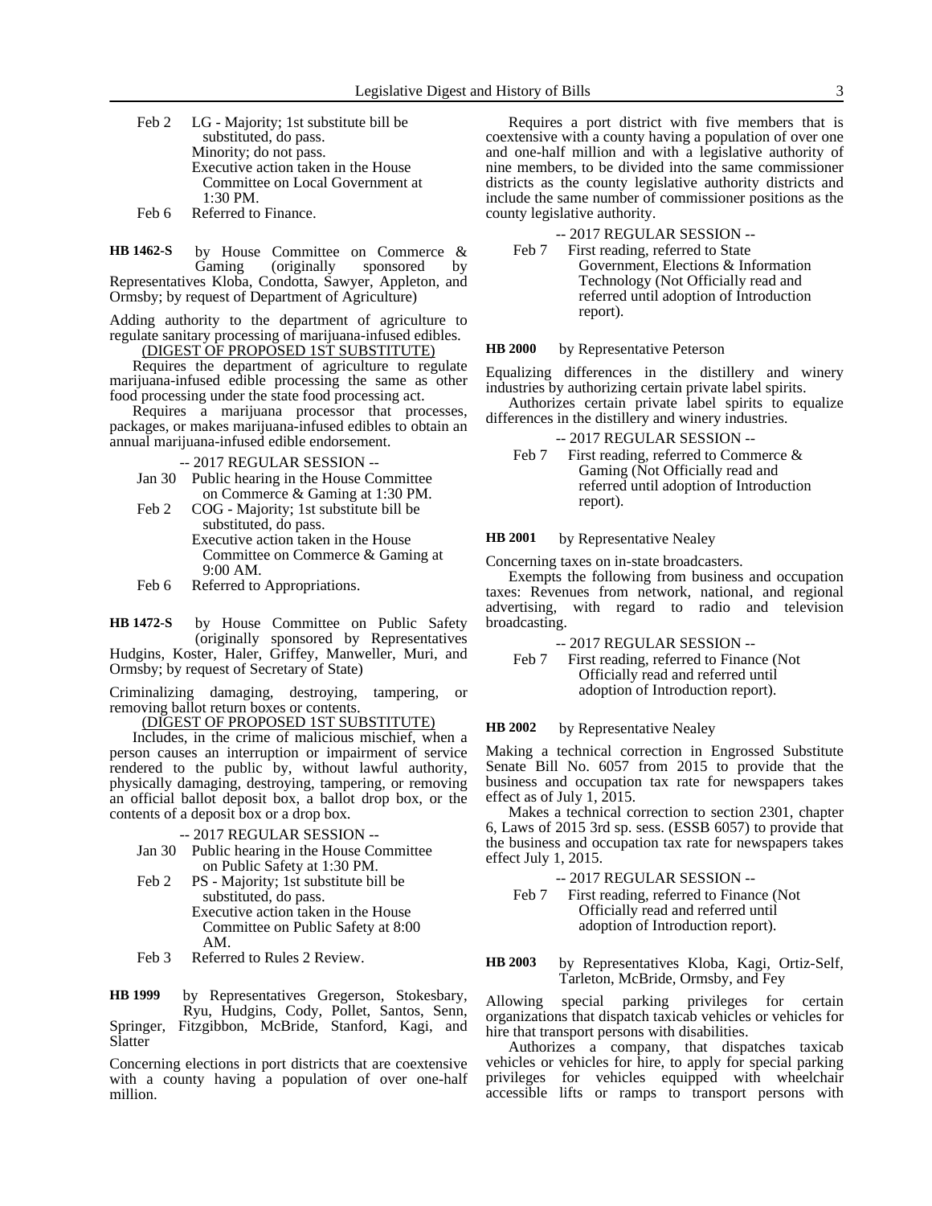Feb 2 LG - Majority; 1st substitute bill be substituted, do pass.
Minority; do not pass.
Executive action taken in the House Committee on Local Government at 1:30 PM.
Feb 6 Referred to Finance.

**HB 1462-S** by House Committee on Commerce & Gaming (originally sponsored by Representatives Kloba, Condotta, Sawyer, Appleton, and Ormsby; by request of Department of Agriculture)

Adding authority to the department of agriculture to regulate sanitary processing of marijuana-infused edibles.

(DIGEST OF PROPOSED 1ST SUBSTITUTE)

Requires the department of agriculture to regulate marijuana-infused edible processing the same as other food processing under the state food processing act.

Requires a marijuana processor that processes, packages, or makes marijuana-infused edibles to obtain an annual marijuana-infused edible endorsement.

-- 2017 REGULAR SESSION --

Jan 30 Public hearing in the House Committee on Commerce & Gaming at 1:30 PM.
Feb 2 COG - Majority; 1st substitute bill be substituted, do pass.
Executive action taken in the House Committee on Commerce & Gaming at 9:00 AM.
Feb 6 Referred to Appropriations.

**HB 1472-S** by House Committee on Public Safety (originally sponsored by Representatives Hudgins, Koster, Haler, Griffey, Manweller, Muri, and Ormsby; by request of Secretary of State)

Criminalizing damaging, destroying, tampering, or removing ballot return boxes or contents.

(DIGEST OF PROPOSED 1ST SUBSTITUTE)

Includes, in the crime of malicious mischief, when a person causes an interruption or impairment of service rendered to the public by, without lawful authority, physically damaging, destroying, tampering, or removing an official ballot deposit box, a ballot drop box, or the contents of a deposit box or a drop box.

-- 2017 REGULAR SESSION --

Jan 30 Public hearing in the House Committee on Public Safety at 1:30 PM.
Feb 2 PS - Majority; 1st substitute bill be substituted, do pass.
Executive action taken in the House Committee on Public Safety at 8:00 AM.
Feb 3 Referred to Rules 2 Review.

**HB 1999** by Representatives Gregerson, Stokesbary, Ryu, Hudgins, Cody, Pollet, Santos, Senn, Springer, Fitzgibbon, McBride, Stanford, Kagi, and Slatter

Concerning elections in port districts that are coextensive with a county having a population of over one-half million.

Requires a port district with five members that is coextensive with a county having a population of over one and one-half million and with a legislative authority of nine members, to be divided into the same commissioner districts as the county legislative authority districts and include the same number of commissioner positions as the county legislative authority.

-- 2017 REGULAR SESSION --

Feb 7 First reading, referred to State Government, Elections & Information Technology (Not Officially read and referred until adoption of Introduction report).

**HB 2000** by Representative Peterson

Equalizing differences in the distillery and winery industries by authorizing certain private label spirits.

Authorizes certain private label spirits to equalize differences in the distillery and winery industries.

-- 2017 REGULAR SESSION --

Feb 7 First reading, referred to Commerce & Gaming (Not Officially read and referred until adoption of Introduction report).

**HB 2001** by Representative Nealey

Concerning taxes on in-state broadcasters.

Exempts the following from business and occupation taxes: Revenues from network, national, and regional advertising, with regard to radio and television broadcasting.

-- 2017 REGULAR SESSION --

Feb 7 First reading, referred to Finance (Not Officially read and referred until adoption of Introduction report).

**HB 2002** by Representative Nealey

Making a technical correction in Engrossed Substitute Senate Bill No. 6057 from 2015 to provide that the business and occupation tax rate for newspapers takes effect as of July 1, 2015.

Makes a technical correction to section 2301, chapter 6, Laws of 2015 3rd sp. sess. (ESSB 6057) to provide that the business and occupation tax rate for newspapers takes effect July 1, 2015.

-- 2017 REGULAR SESSION --

Feb 7 First reading, referred to Finance (Not Officially read and referred until adoption of Introduction report).

**HB 2003** by Representatives Kloba, Kagi, Ortiz-Self, Tarleton, McBride, Ormsby, and Fey

Allowing special parking privileges for certain organizations that dispatch taxicab vehicles or vehicles for hire that transport persons with disabilities.

Authorizes a company, that dispatches taxicab vehicles or vehicles for hire, to apply for special parking privileges for vehicles equipped with wheelchair accessible lifts or ramps to transport persons with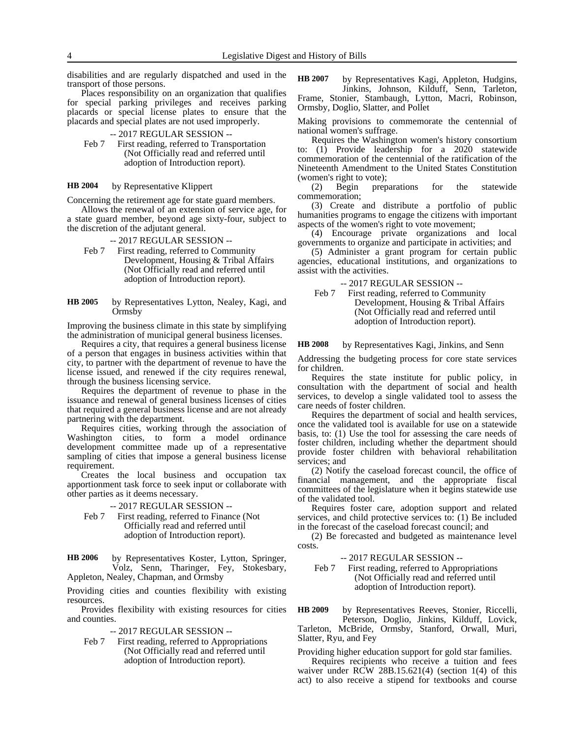disabilities and are regularly dispatched and used in the transport of those persons.

Places responsibility on an organization that qualifies for special parking privileges and receives parking placards or special license plates to ensure that the placards and special plates are not used improperly.

-- 2017 REGULAR SESSION --

Feb 7 First reading, referred to Transportation (Not Officially read and referred until adoption of Introduction report).

**HB 2004** by Representative Klippert

Concerning the retirement age for state guard members.

Allows the renewal of an extension of service age, for a state guard member, beyond age sixty-four, subject to the discretion of the adjutant general.

-- 2017 REGULAR SESSION --

Feb 7 First reading, referred to Community Development, Housing & Tribal Affairs (Not Officially read and referred until adoption of Introduction report).

**HB 2005** by Representatives Lytton, Nealey, Kagi, and Ormsby

Improving the business climate in this state by simplifying the administration of municipal general business licenses.

Requires a city, that requires a general business license of a person that engages in business activities within that city, to partner with the department of revenue to have the license issued, and renewed if the city requires renewal, through the business licensing service.

Requires the department of revenue to phase in the issuance and renewal of general business licenses of cities that required a general business license and are not already partnering with the department.

Requires cities, working through the association of Washington cities, to form a model ordinance development committee made up of a representative sampling of cities that impose a general business license requirement.

Creates the local business and occupation tax apportionment task force to seek input or collaborate with other parties as it deems necessary.

-- 2017 REGULAR SESSION --

Feb 7 First reading, referred to Finance (Not Officially read and referred until adoption of Introduction report).

**HB 2006** by Representatives Koster, Lytton, Springer, Volz, Senn, Tharinger, Fey, Stokesbary, Appleton, Nealey, Chapman, and Ormsby

Providing cities and counties flexibility with existing resources.

Provides flexibility with existing resources for cities and counties.

-- 2017 REGULAR SESSION --

Feb 7 First reading, referred to Appropriations (Not Officially read and referred until adoption of Introduction report).

**HB 2007** by Representatives Kagi, Appleton, Hudgins, Jinkins, Johnson, Kilduff, Senn, Tarleton, Frame, Stonier, Stambaugh, Lytton, Macri, Robinson, Ormsby, Doglio, Slatter, and Pollet

Making provisions to commemorate the centennial of national women's suffrage.

Requires the Washington women's history consortium to: (1) Provide leadership for a 2020 statewide commemoration of the centennial of the ratification of the Nineteenth Amendment to the United States Constitution (women's right to vote);

(2) Begin preparations for the statewide commemoration;

(3) Create and distribute a portfolio of public humanities programs to engage the citizens with important aspects of the women's right to vote movement;

(4) Encourage private organizations and local governments to organize and participate in activities; and

(5) Administer a grant program for certain public agencies, educational institutions, and organizations to assist with the activities.

-- 2017 REGULAR SESSION --

Feb 7 First reading, referred to Community Development, Housing & Tribal Affairs (Not Officially read and referred until adoption of Introduction report).

**HB 2008** by Representatives Kagi, Jinkins, and Senn

Addressing the budgeting process for core state services for children.

Requires the state institute for public policy, in consultation with the department of social and health services, to develop a single validated tool to assess the care needs of foster children.

Requires the department of social and health services, once the validated tool is available for use on a statewide basis, to: (1) Use the tool for assessing the care needs of foster children, including whether the department should provide foster children with behavioral rehabilitation services; and

(2) Notify the caseload forecast council, the office of financial management, and the appropriate fiscal committees of the legislature when it begins statewide use of the validated tool.

Requires foster care, adoption support and related services, and child protective services to: (1) Be included in the forecast of the caseload forecast council; and

(2) Be forecasted and budgeted as maintenance level costs.

-- 2017 REGULAR SESSION --

Feb 7 First reading, referred to Appropriations (Not Officially read and referred until adoption of Introduction report).

**HB 2009** by Representatives Reeves, Stonier, Riccelli, Peterson, Doglio, Jinkins, Kilduff, Lovick, Tarleton, McBride, Ormsby, Stanford, Orwall, Muri, Slatter, Ryu, and Fey

Providing higher education support for gold star families.

Requires recipients who receive a tuition and fees waiver under RCW 28B.15.621(4) (section 1(4) of this act) to also receive a stipend for textbooks and course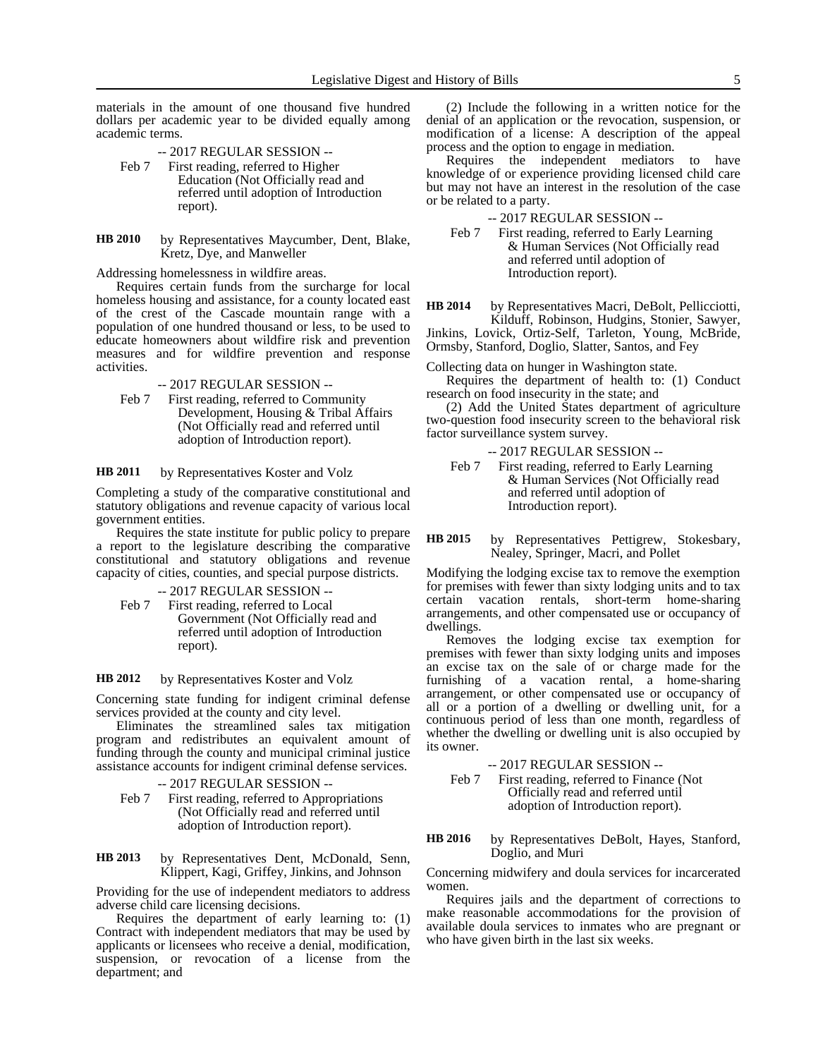materials in the amount of one thousand five hundred dollars per academic year to be divided equally among academic terms.

-- 2017 REGULAR SESSION --

Feb 7 First reading, referred to Higher Education (Not Officially read and referred until adoption of Introduction report).

**HB 2010** by Representatives Maycumber, Dent, Blake, Kretz, Dye, and Manweller

Addressing homelessness in wildfire areas.

Requires certain funds from the surcharge for local homeless housing and assistance, for a county located east of the crest of the Cascade mountain range with a population of one hundred thousand or less, to be used to educate homeowners about wildfire risk and prevention measures and for wildfire prevention and response activities.

-- 2017 REGULAR SESSION --

Feb 7 First reading, referred to Community Development, Housing & Tribal Affairs (Not Officially read and referred until adoption of Introduction report).

**HB 2011** by Representatives Koster and Volz

Completing a study of the comparative constitutional and statutory obligations and revenue capacity of various local government entities.

Requires the state institute for public policy to prepare a report to the legislature describing the comparative constitutional and statutory obligations and revenue capacity of cities, counties, and special purpose districts.

-- 2017 REGULAR SESSION --

Feb 7 First reading, referred to Local Government (Not Officially read and referred until adoption of Introduction report).

**HB 2012** by Representatives Koster and Volz

Concerning state funding for indigent criminal defense services provided at the county and city level.

Eliminates the streamlined sales tax mitigation program and redistributes an equivalent amount of funding through the county and municipal criminal justice assistance accounts for indigent criminal defense services.

-- 2017 REGULAR SESSION --

Feb 7 First reading, referred to Appropriations (Not Officially read and referred until adoption of Introduction report).

**HB 2013** by Representatives Dent, McDonald, Senn, Klippert, Kagi, Griffey, Jinkins, and Johnson

Providing for the use of independent mediators to address adverse child care licensing decisions.

Requires the department of early learning to: (1) Contract with independent mediators that may be used by applicants or licensees who receive a denial, modification, suspension, or revocation of a license from the department; and

(2) Include the following in a written notice for the denial of an application or the revocation, suspension, or modification of a license: A description of the appeal process and the option to engage in mediation.

Requires the independent mediators to have knowledge of or experience providing licensed child care but may not have an interest in the resolution of the case or be related to a party.

-- 2017 REGULAR SESSION --

Feb 7 First reading, referred to Early Learning & Human Services (Not Officially read and referred until adoption of Introduction report).

**HB 2014** by Representatives Macri, DeBolt, Pellicciotti, Kilduff, Robinson, Hudgins, Stonier, Sawyer, Jinkins, Lovick, Ortiz-Self, Tarleton, Young, McBride, Ormsby, Stanford, Doglio, Slatter, Santos, and Fey

Collecting data on hunger in Washington state.

Requires the department of health to: (1) Conduct research on food insecurity in the state; and

(2) Add the United States department of agriculture two-question food insecurity screen to the behavioral risk factor surveillance system survey.

-- 2017 REGULAR SESSION --

Feb 7 First reading, referred to Early Learning & Human Services (Not Officially read and referred until adoption of Introduction report).

**HB 2015** by Representatives Pettigrew, Stokesbary, Nealey, Springer, Macri, and Pollet

Modifying the lodging excise tax to remove the exemption for premises with fewer than sixty lodging units and to tax certain vacation rentals, short-term home-sharing arrangements, and other compensated use or occupancy of dwellings.

Removes the lodging excise tax exemption for premises with fewer than sixty lodging units and imposes an excise tax on the sale of or charge made for the furnishing of a vacation rental, a home-sharing arrangement, or other compensated use or occupancy of all or a portion of a dwelling or dwelling unit, for a continuous period of less than one month, regardless of whether the dwelling or dwelling unit is also occupied by its owner.

-- 2017 REGULAR SESSION --

Feb 7 First reading, referred to Finance (Not Officially read and referred until adoption of Introduction report).

**HB 2016** by Representatives DeBolt, Hayes, Stanford, Doglio, and Muri

Concerning midwifery and doula services for incarcerated women.

Requires jails and the department of corrections to make reasonable accommodations for the provision of available doula services to inmates who are pregnant or who have given birth in the last six weeks.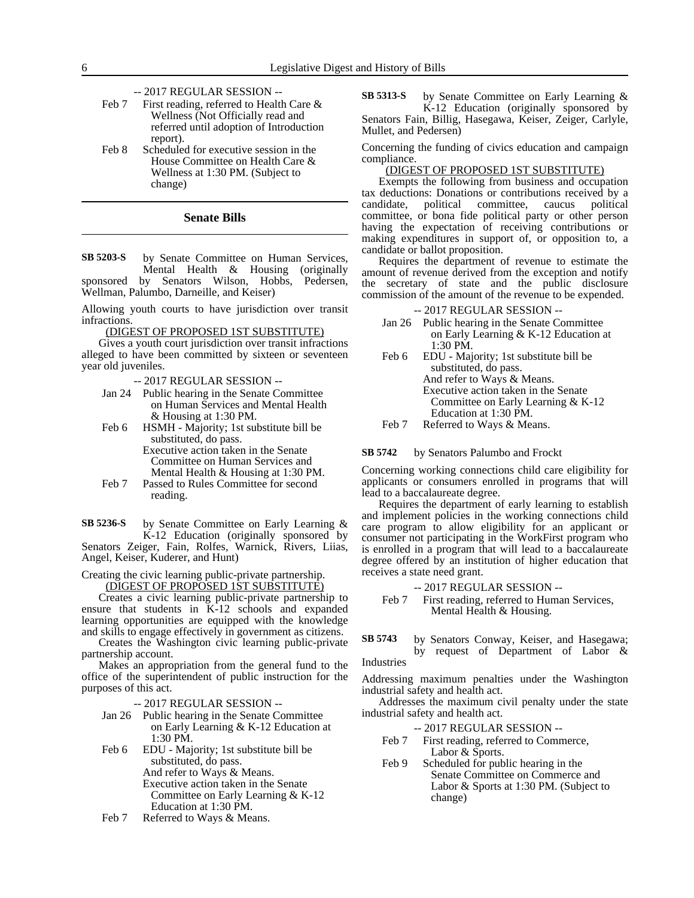-- 2017 REGULAR SESSION --

Feb 7 First reading, referred to Health Care & Wellness (Not Officially read and referred until adoption of Introduction report).

Feb 8 Scheduled for executive session in the House Committee on Health Care & Wellness at 1:30 PM. (Subject to change)

## Senate Bills

**SB 5203-S** by Senate Committee on Human Services, Mental Health & Housing (originally sponsored by Senators Wilson, Hobbs, Pedersen, Wellman, Palumbo, Darneille, and Keiser)

Allowing youth courts to have jurisdiction over transit infractions.

(DIGEST OF PROPOSED 1ST SUBSTITUTE)

Gives a youth court jurisdiction over transit infractions alleged to have been committed by sixteen or seventeen year old juveniles.

-- 2017 REGULAR SESSION --

Jan 24 Public hearing in the Senate Committee on Human Services and Mental Health & Housing at 1:30 PM.

Feb 6 HSMH - Majority; 1st substitute bill be substituted, do pass.
Executive action taken in the Senate Committee on Human Services and Mental Health & Housing at 1:30 PM.

Feb 7 Passed to Rules Committee for second reading.

**SB 5236-S** by Senate Committee on Early Learning & K-12 Education (originally sponsored by Senators Zeiger, Fain, Rolfes, Warnick, Rivers, Liias, Angel, Keiser, Kuderer, and Hunt)

Creating the civic learning public-private partnership.

(DIGEST OF PROPOSED 1ST SUBSTITUTE)

Creates a civic learning public-private partnership to ensure that students in K-12 schools and expanded learning opportunities are equipped with the knowledge and skills to engage effectively in government as citizens.

Creates the Washington civic learning public-private partnership account.

Makes an appropriation from the general fund to the office of the superintendent of public instruction for the purposes of this act.

-- 2017 REGULAR SESSION --

Jan 26 Public hearing in the Senate Committee on Early Learning & K-12 Education at 1:30 PM.

Feb 6 EDU - Majority; 1st substitute bill be substituted, do pass.
And refer to Ways & Means.
Executive action taken in the Senate Committee on Early Learning & K-12 Education at 1:30 PM.

Feb 7 Referred to Ways & Means.

**SB 5313-S** by Senate Committee on Early Learning & K-12 Education (originally sponsored by Senators Fain, Billig, Hasegawa, Keiser, Zeiger, Carlyle, Mullet, and Pedersen)

Concerning the funding of civics education and campaign compliance.

(DIGEST OF PROPOSED 1ST SUBSTITUTE)

Exempts the following from business and occupation tax deductions: Donations or contributions received by a candidate, political committee, caucus political committee, or bona fide political party or other person having the expectation of receiving contributions or making expenditures in support of, or opposition to, a candidate or ballot proposition.

Requires the department of revenue to estimate the amount of revenue derived from the exception and notify the secretary of state and the public disclosure commission of the amount of the revenue to be expended.

-- 2017 REGULAR SESSION --

Jan 26 Public hearing in the Senate Committee on Early Learning & K-12 Education at 1:30 PM.

Feb 6 EDU - Majority; 1st substitute bill be substituted, do pass.
And refer to Ways & Means.
Executive action taken in the Senate Committee on Early Learning & K-12 Education at 1:30 PM.

Feb 7 Referred to Ways & Means.

**SB 5742** by Senators Palumbo and Frockt

Concerning working connections child care eligibility for applicants or consumers enrolled in programs that will lead to a baccalaureate degree.

Requires the department of early learning to establish and implement policies in the working connections child care program to allow eligibility for an applicant or consumer not participating in the WorkFirst program who is enrolled in a program that will lead to a baccalaureate degree offered by an institution of higher education that receives a state need grant.

-- 2017 REGULAR SESSION --

Feb 7 First reading, referred to Human Services, Mental Health & Housing.

**SB 5743** by Senators Conway, Keiser, and Hasegawa; by request of Department of Labor & Industries

Addressing maximum penalties under the Washington industrial safety and health act.

Addresses the maximum civil penalty under the state industrial safety and health act.

-- 2017 REGULAR SESSION --

Feb 7 First reading, referred to Commerce, Labor & Sports.

Feb 9 Scheduled for public hearing in the Senate Committee on Commerce and Labor & Sports at 1:30 PM. (Subject to change)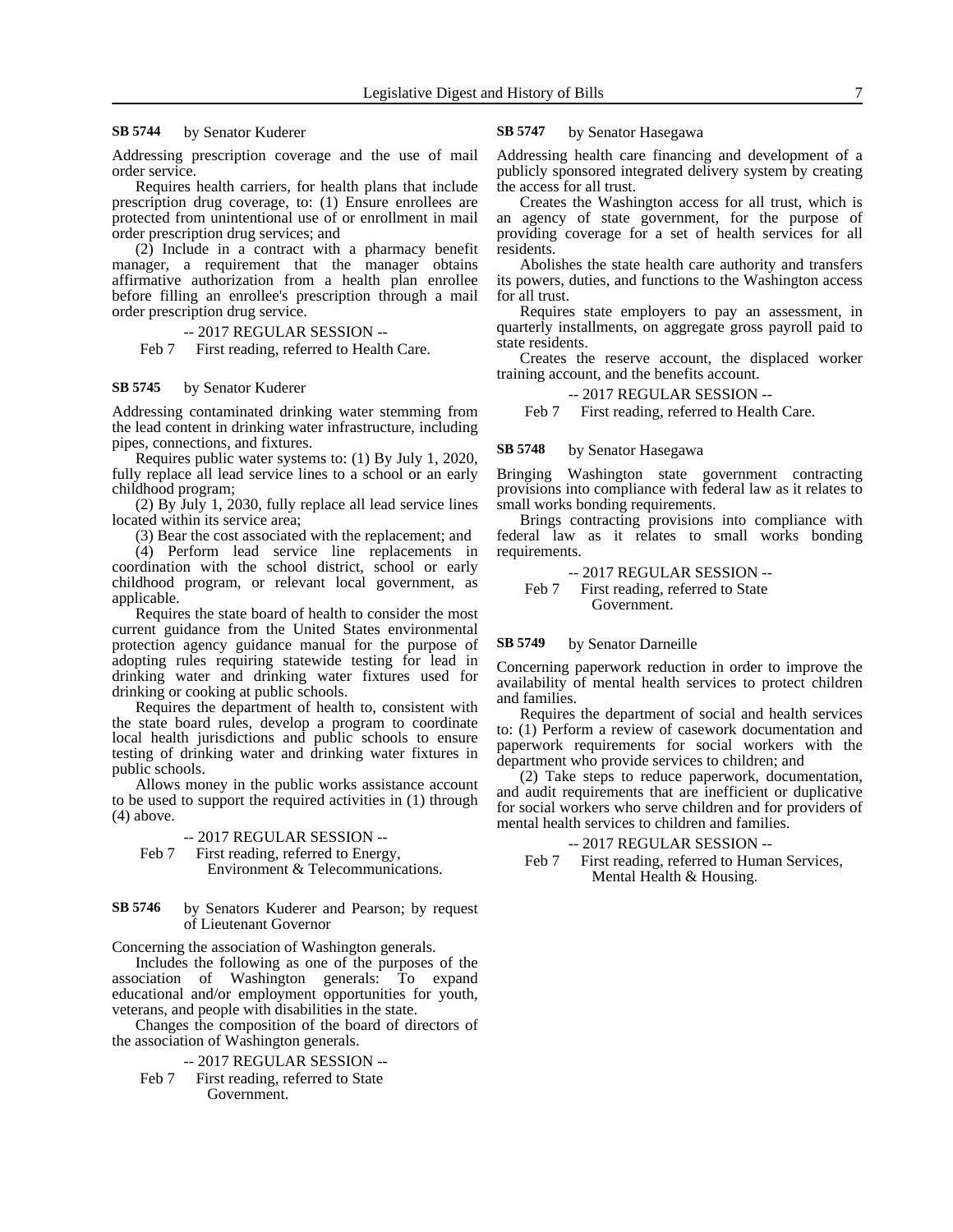**SB 5744** by Senator Kuderer

Addressing prescription coverage and the use of mail order service.

Requires health carriers, for health plans that include prescription drug coverage, to: (1) Ensure enrollees are protected from unintentional use of or enrollment in mail order prescription drug services; and

(2) Include in a contract with a pharmacy benefit manager, a requirement that the manager obtains affirmative authorization from a health plan enrollee before filling an enrollee's prescription through a mail order prescription drug service.

-- 2017 REGULAR SESSION --

Feb 7 First reading, referred to Health Care.

**SB 5745** by Senator Kuderer

Addressing contaminated drinking water stemming from the lead content in drinking water infrastructure, including pipes, connections, and fixtures.

Requires public water systems to: (1) By July 1, 2020, fully replace all lead service lines to a school or an early childhood program;

(2) By July 1, 2030, fully replace all lead service lines located within its service area;

(3) Bear the cost associated with the replacement; and

(4) Perform lead service line replacements in coordination with the school district, school or early childhood program, or relevant local government, as applicable.

Requires the state board of health to consider the most current guidance from the United States environmental protection agency guidance manual for the purpose of adopting rules requiring statewide testing for lead in drinking water and drinking water fixtures used for drinking or cooking at public schools.

Requires the department of health to, consistent with the state board rules, develop a program to coordinate local health jurisdictions and public schools to ensure testing of drinking water and drinking water fixtures in public schools.

Allows money in the public works assistance account to be used to support the required activities in (1) through (4) above.

-- 2017 REGULAR SESSION --

Feb 7 First reading, referred to Energy, Environment & Telecommunications.

**SB 5746** by Senators Kuderer and Pearson; by request of Lieutenant Governor

Concerning the association of Washington generals.

Includes the following as one of the purposes of the association of Washington generals: To expand educational and/or employment opportunities for youth, veterans, and people with disabilities in the state.

Changes the composition of the board of directors of the association of Washington generals.

-- 2017 REGULAR SESSION --

Feb 7 First reading, referred to State Government.

**SB 5747** by Senator Hasegawa

Addressing health care financing and development of a publicly sponsored integrated delivery system by creating the access for all trust.

Creates the Washington access for all trust, which is an agency of state government, for the purpose of providing coverage for a set of health services for all residents.

Abolishes the state health care authority and transfers its powers, duties, and functions to the Washington access for all trust.

Requires state employers to pay an assessment, in quarterly installments, on aggregate gross payroll paid to state residents.

Creates the reserve account, the displaced worker training account, and the benefits account.

-- 2017 REGULAR SESSION --

Feb 7 First reading, referred to Health Care.

**SB 5748** by Senator Hasegawa

Bringing Washington state government contracting provisions into compliance with federal law as it relates to small works bonding requirements.

Brings contracting provisions into compliance with federal law as it relates to small works bonding requirements.

-- 2017 REGULAR SESSION --

Feb 7 First reading, referred to State Government.

**SB 5749** by Senator Darneille

Concerning paperwork reduction in order to improve the availability of mental health services to protect children and families.

Requires the department of social and health services to: (1) Perform a review of casework documentation and paperwork requirements for social workers with the department who provide services to children; and

(2) Take steps to reduce paperwork, documentation, and audit requirements that are inefficient or duplicative for social workers who serve children and for providers of mental health services to children and families.

-- 2017 REGULAR SESSION --

Feb 7 First reading, referred to Human Services, Mental Health & Housing.